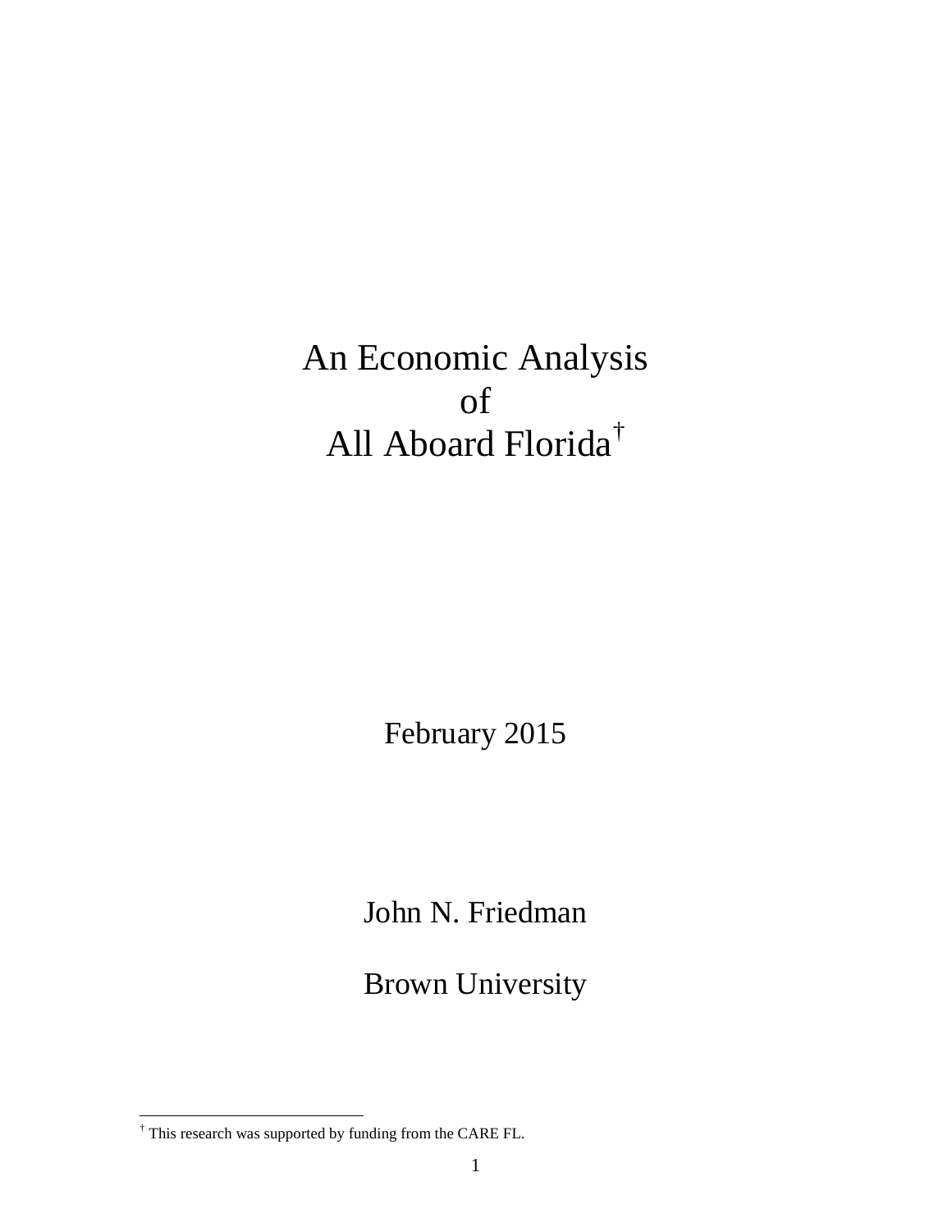# An Economic Analysis of All Aboard Florida[†]

February 2015

John N. Friedman

Brown University

---

[†] This research was supported by funding from the CARE FL.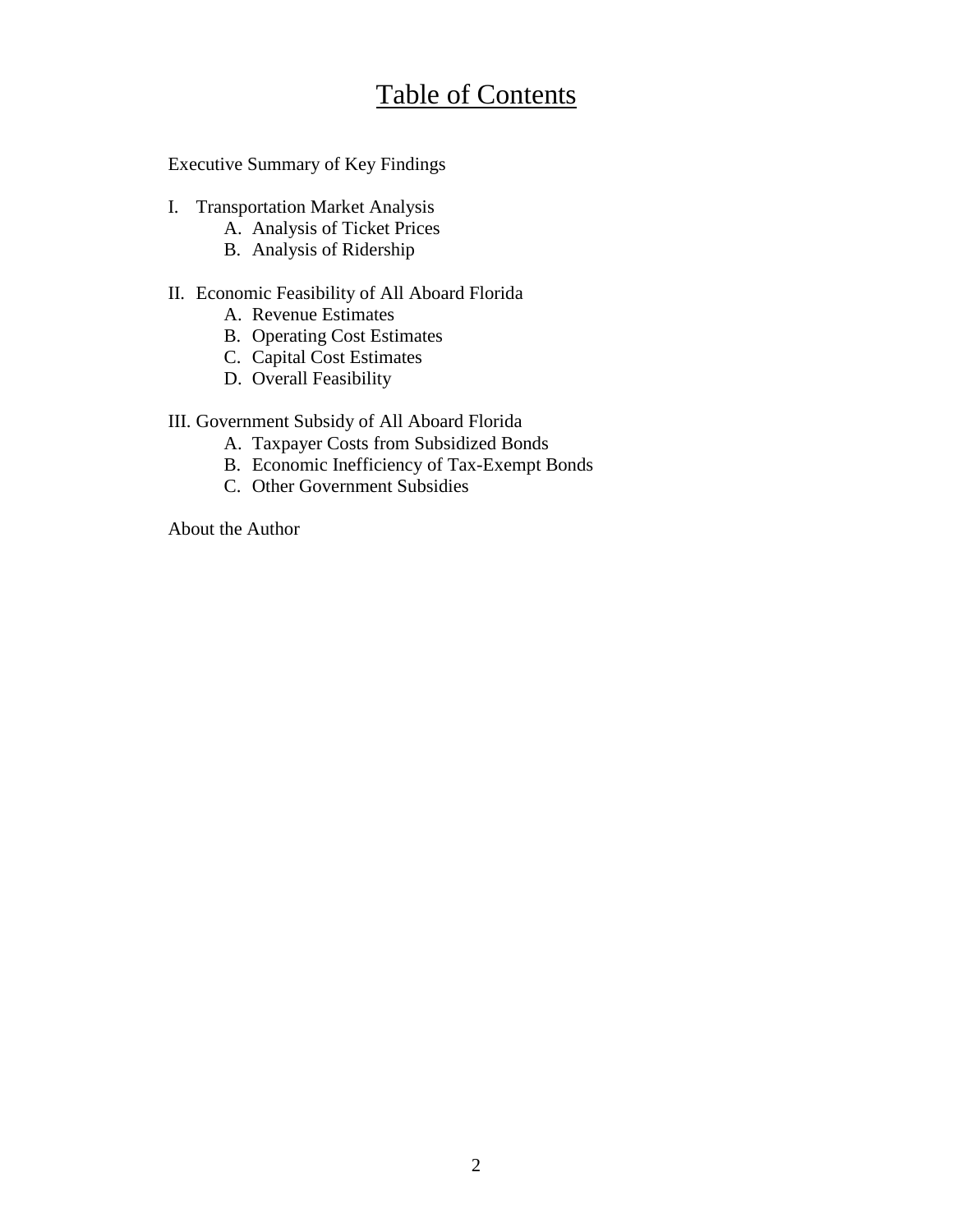# Table of Contents

Executive Summary of Key Findings

I. Transportation Market Analysis
   - A. Analysis of Ticket Prices
   - B. Analysis of Ridership

II. Economic Feasibility of All Aboard Florida
   - A. Revenue Estimates
   - B. Operating Cost Estimates
   - C. Capital Cost Estimates
   - D. Overall Feasibility

III. Government Subsidy of All Aboard Florida
   - A. Taxpayer Costs from Subsidized Bonds
   - B. Economic Inefficiency of Tax-Exempt Bonds
   - C. Other Government Subsidies

About the Author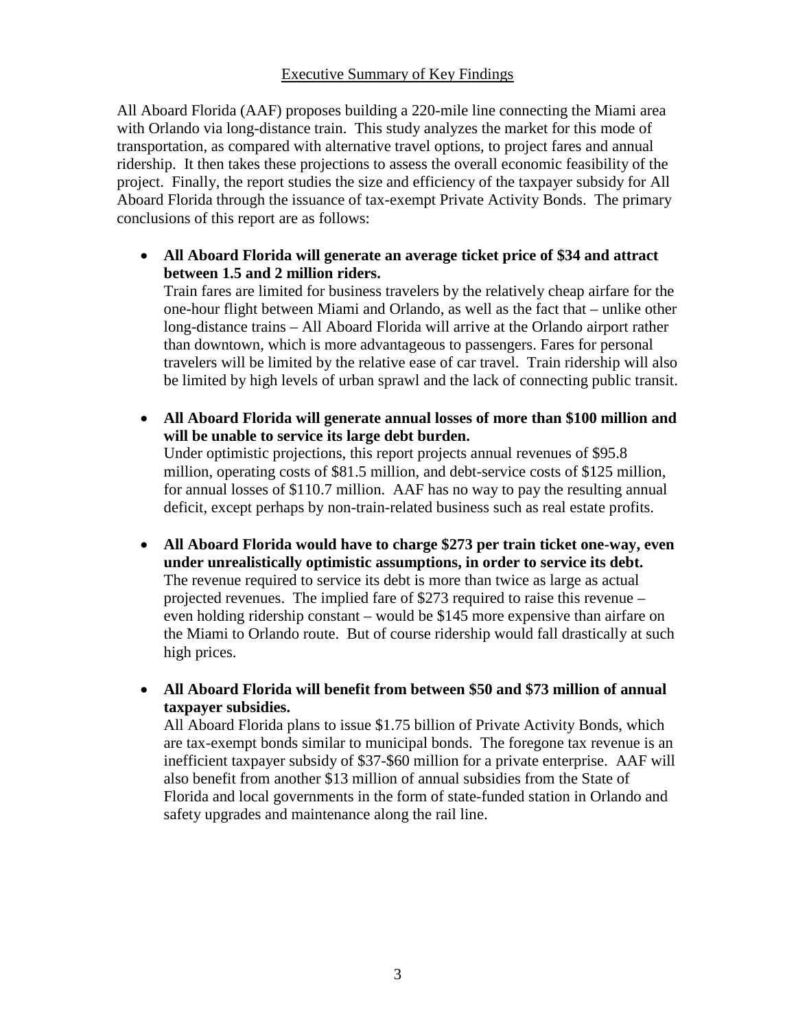## Executive Summary of Key Findings

All Aboard Florida (AAF) proposes building a 220-mile line connecting the Miami area with Orlando via long-distance train. This study analyzes the market for this mode of transportation, as compared with alternative travel options, to project fares and annual ridership. It then takes these projections to assess the overall economic feasibility of the project. Finally, the report studies the size and efficiency of the taxpayer subsidy for All Aboard Florida through the issuance of tax-exempt Private Activity Bonds. The primary conclusions of this report are as follows:

- **All Aboard Florida will generate an average ticket price of $34 and attract between 1.5 and 2 million riders.**
  Train fares are limited for business travelers by the relatively cheap airfare for the one-hour flight between Miami and Orlando, as well as the fact that – unlike other long-distance trains – All Aboard Florida will arrive at the Orlando airport rather than downtown, which is more advantageous to passengers. Fares for personal travelers will be limited by the relative ease of car travel. Train ridership will also be limited by high levels of urban sprawl and the lack of connecting public transit.

- **All Aboard Florida will generate annual losses of more than $100 million and will be unable to service its large debt burden.**
  Under optimistic projections, this report projects annual revenues of $95.8 million, operating costs of $81.5 million, and debt-service costs of $125 million, for annual losses of $110.7 million. AAF has no way to pay the resulting annual deficit, except perhaps by non-train-related business such as real estate profits.

- **All Aboard Florida would have to charge $273 per train ticket one-way, even under unrealistically optimistic assumptions, in order to service its debt.**
  The revenue required to service its debt is more than twice as large as actual projected revenues. The implied fare of $273 required to raise this revenue – even holding ridership constant – would be $145 more expensive than airfare on the Miami to Orlando route. But of course ridership would fall drastically at such high prices.

- **All Aboard Florida will benefit from between $50 and $73 million of annual taxpayer subsidies.**
  All Aboard Florida plans to issue $1.75 billion of Private Activity Bonds, which are tax-exempt bonds similar to municipal bonds. The foregone tax revenue is an inefficient taxpayer subsidy of $37-$60 million for a private enterprise. AAF will also benefit from another $13 million of annual subsidies from the State of Florida and local governments in the form of state-funded station in Orlando and safety upgrades and maintenance along the rail line.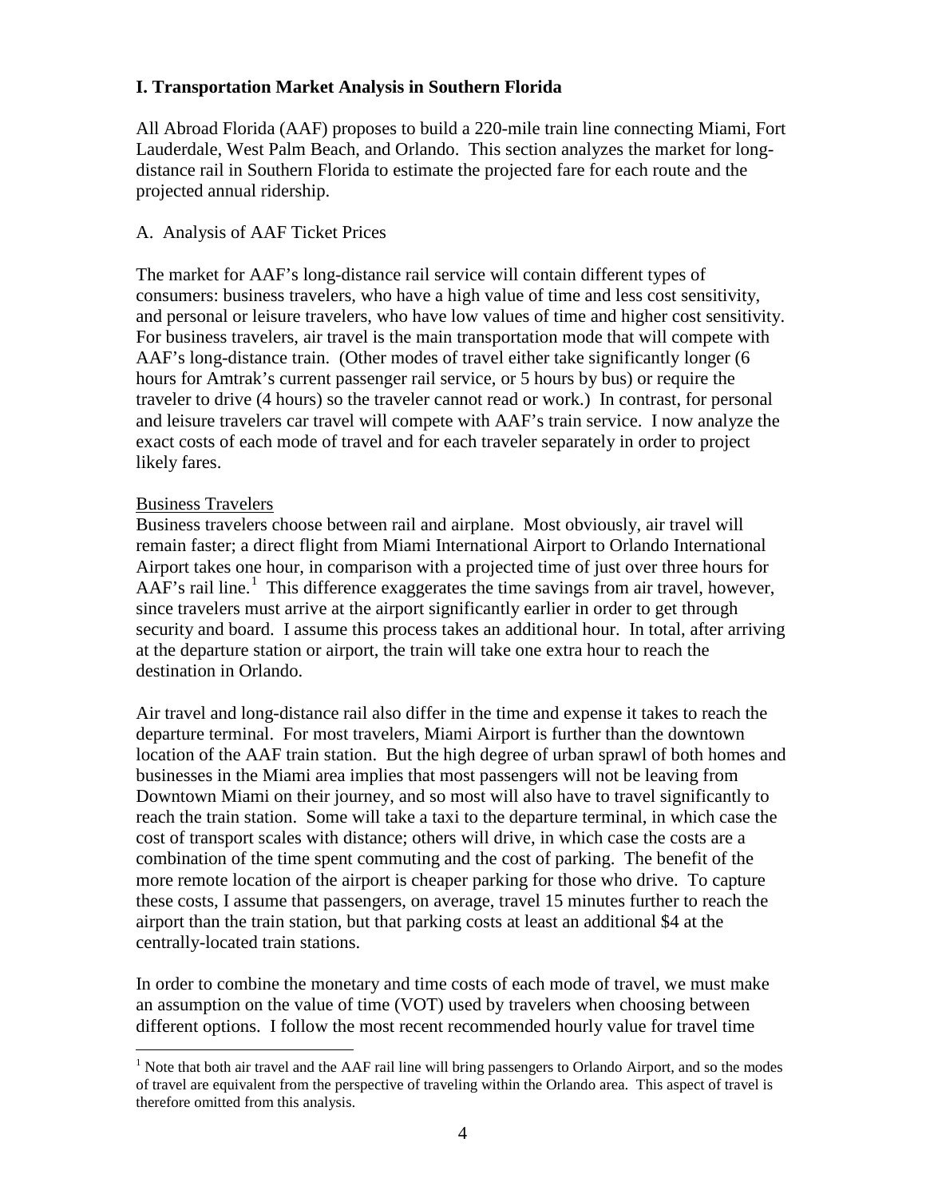## I. Transportation Market Analysis in Southern Florida

All Abroad Florida (AAF) proposes to build a 220-mile train line connecting Miami, Fort Lauderdale, West Palm Beach, and Orlando. This section analyzes the market for long-distance rail in Southern Florida to estimate the projected fare for each route and the projected annual ridership.

### A. Analysis of AAF Ticket Prices

The market for AAF's long-distance rail service will contain different types of consumers: business travelers, who have a high value of time and less cost sensitivity, and personal or leisure travelers, who have low values of time and higher cost sensitivity. For business travelers, air travel is the main transportation mode that will compete with AAF's long-distance train. (Other modes of travel either take significantly longer (6 hours for Amtrak's current passenger rail service, or 5 hours by bus) or require the traveler to drive (4 hours) so the traveler cannot read or work.) In contrast, for personal and leisure travelers car travel will compete with AAF's train service. I now analyze the exact costs of each mode of travel and for each traveler separately in order to project likely fares.

#### Business Travelers

Business travelers choose between rail and airplane. Most obviously, air travel will remain faster; a direct flight from Miami International Airport to Orlando International Airport takes one hour, in comparison with a projected time of just over three hours for AAF's rail line.[1] This difference exaggerates the time savings from air travel, however, since travelers must arrive at the airport significantly earlier in order to get through security and board. I assume this process takes an additional hour. In total, after arriving at the departure station or airport, the train will take one extra hour to reach the destination in Orlando.

Air travel and long-distance rail also differ in the time and expense it takes to reach the departure terminal. For most travelers, Miami Airport is further than the downtown location of the AAF train station. But the high degree of urban sprawl of both homes and businesses in the Miami area implies that most passengers will not be leaving from Downtown Miami on their journey, and so most will also have to travel significantly to reach the train station. Some will take a taxi to the departure terminal, in which case the cost of transport scales with distance; others will drive, in which case the costs are a combination of the time spent commuting and the cost of parking. The benefit of the more remote location of the airport is cheaper parking for those who drive. To capture these costs, I assume that passengers, on average, travel 15 minutes further to reach the airport than the train station, but that parking costs at least an additional $4 at the centrally-located train stations.

In order to combine the monetary and time costs of each mode of travel, we must make an assumption on the value of time (VOT) used by travelers when choosing between different options. I follow the most recent recommended hourly value for travel time

[1] Note that both air travel and the AAF rail line will bring passengers to Orlando Airport, and so the modes of travel are equivalent from the perspective of traveling within the Orlando area. This aspect of travel is therefore omitted from this analysis.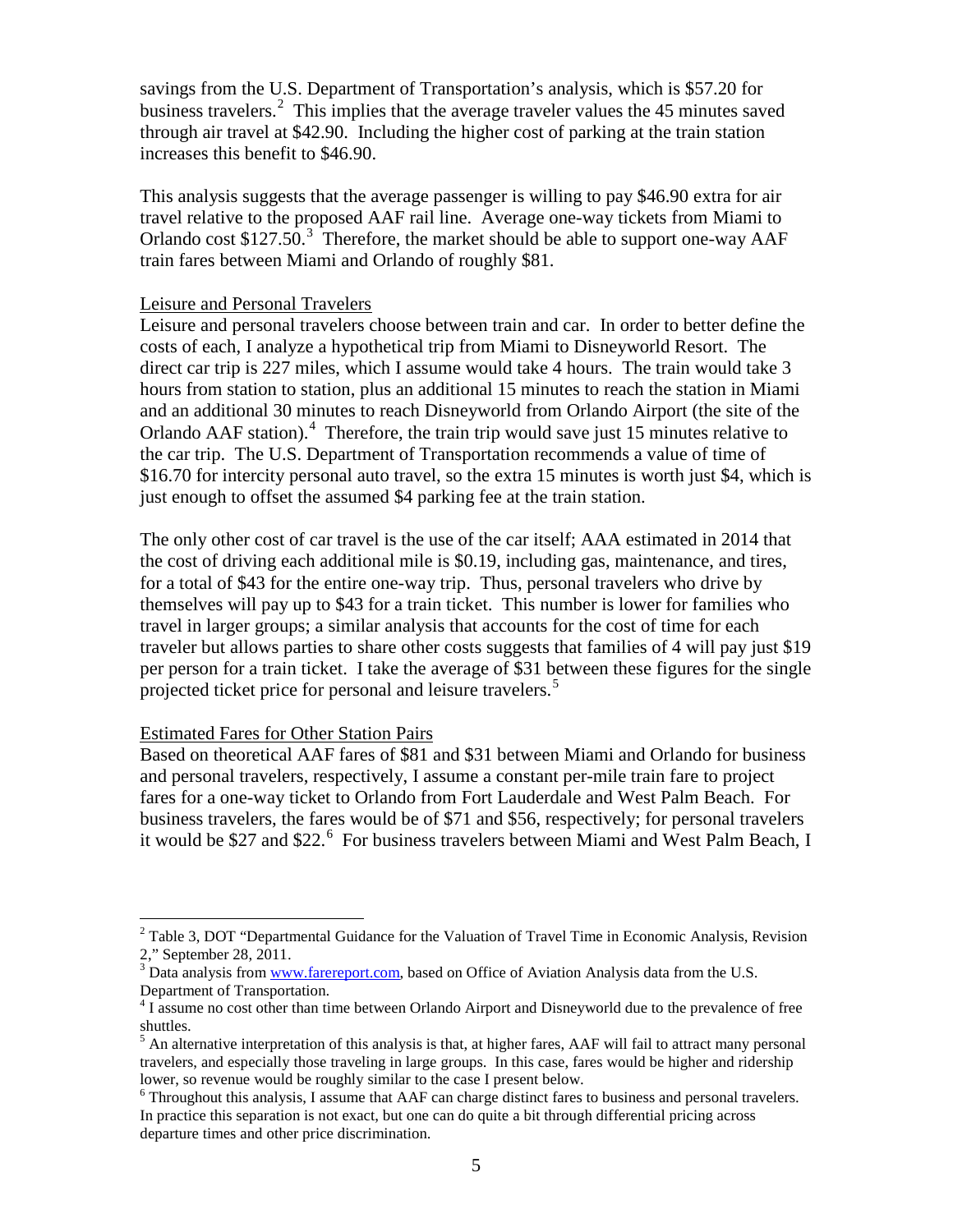savings from the U.S. Department of Transportation's analysis, which is $57.20 for business travelers.[2] This implies that the average traveler values the 45 minutes saved through air travel at $42.90. Including the higher cost of parking at the train station increases this benefit to $46.90.

This analysis suggests that the average passenger is willing to pay $46.90 extra for air travel relative to the proposed AAF rail line. Average one-way tickets from Miami to Orlando cost $127.50.[3] Therefore, the market should be able to support one-way AAF train fares between Miami and Orlando of roughly $81.

<u>Leisure and Personal Travelers</u>

Leisure and personal travelers choose between train and car. In order to better define the costs of each, I analyze a hypothetical trip from Miami to Disneyworld Resort. The direct car trip is 227 miles, which I assume would take 4 hours. The train would take 3 hours from station to station, plus an additional 15 minutes to reach the station in Miami and an additional 30 minutes to reach Disneyworld from Orlando Airport (the site of the Orlando AAF station).[4] Therefore, the train trip would save just 15 minutes relative to the car trip. The U.S. Department of Transportation recommends a value of time of $16.70 for intercity personal auto travel, so the extra 15 minutes is worth just $4, which is just enough to offset the assumed $4 parking fee at the train station.

The only other cost of car travel is the use of the car itself; AAA estimated in 2014 that the cost of driving each additional mile is $0.19, including gas, maintenance, and tires, for a total of $43 for the entire one-way trip. Thus, personal travelers who drive by themselves will pay up to $43 for a train ticket. This number is lower for families who travel in larger groups; a similar analysis that accounts for the cost of time for each traveler but allows parties to share other costs suggests that families of 4 will pay just $19 per person for a train ticket. I take the average of $31 between these figures for the single projected ticket price for personal and leisure travelers.[5]

<u>Estimated Fares for Other Station Pairs</u>

Based on theoretical AAF fares of $81 and $31 between Miami and Orlando for business and personal travelers, respectively, I assume a constant per-mile train fare to project fares for a one-way ticket to Orlando from Fort Lauderdale and West Palm Beach. For business travelers, the fares would be of $71 and $56, respectively; for personal travelers it would be $27 and $22.[6] For business travelers between Miami and West Palm Beach, I

---

[2] Table 3, DOT "Departmental Guidance for the Valuation of Travel Time in Economic Analysis, Revision 2," September 28, 2011.

[3] Data analysis from www.farereport.com, based on Office of Aviation Analysis data from the U.S. Department of Transportation.

[4] I assume no cost other than time between Orlando Airport and Disneyworld due to the prevalence of free shuttles.

[5] An alternative interpretation of this analysis is that, at higher fares, AAF will fail to attract many personal travelers, and especially those traveling in large groups. In this case, fares would be higher and ridership lower, so revenue would be roughly similar to the case I present below.

[6] Throughout this analysis, I assume that AAF can charge distinct fares to business and personal travelers. In practice this separation is not exact, but one can do quite a bit through differential pricing across departure times and other price discrimination.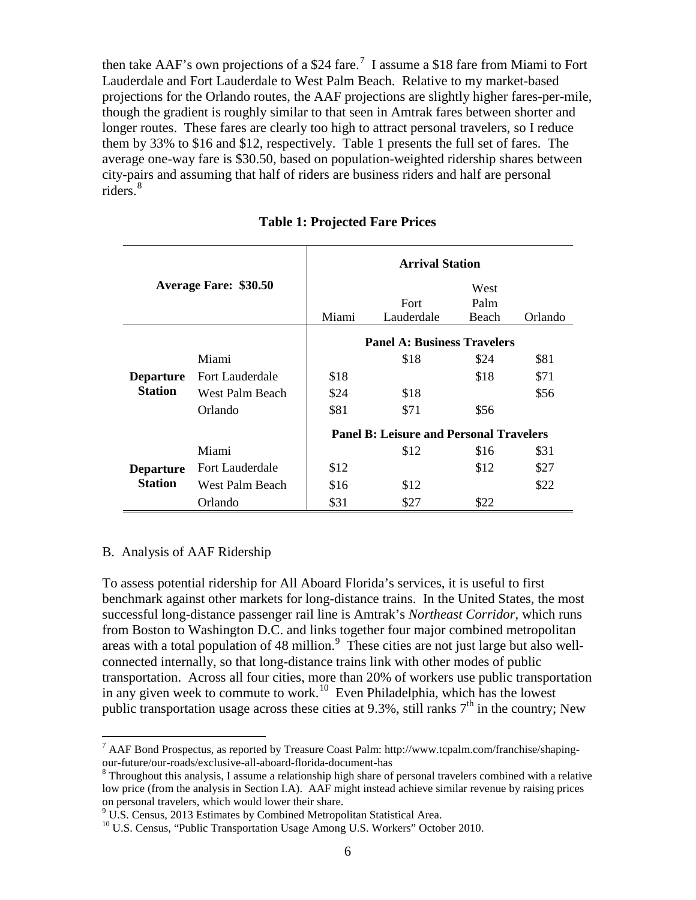then take AAF's own projections of a $24 fare.[7] I assume a $18 fare from Miami to Fort Lauderdale and Fort Lauderdale to West Palm Beach. Relative to my market-based projections for the Orlando routes, the AAF projections are slightly higher fares-per-mile, though the gradient is roughly similar to that seen in Amtrak fares between shorter and longer routes. These fares are clearly too high to attract personal travelers, so I reduce them by 33% to $16 and $12, respectively. Table 1 presents the full set of fares. The average one-way fare is $30.50, based on population-weighted ridership shares between city-pairs and assuming that half of riders are business riders and half are personal riders.[8]

**Table 1: Projected Fare Prices**

| **Average Fare: $30.50** | | **Arrival Station** | | | |
|---|---|---|---|---|---|
| | | Miami | Fort Lauderdale | West Palm Beach | Orlando |
| | | **Panel A: Business Travelers** | | | |
| **Departure Station** | Miami | | $18 | $24 | $81 |
| | Fort Lauderdale | $18 | | $18 | $71 |
| | West Palm Beach | $24 | $18 | | $56 |
| | Orlando | $81 | $71 | $56 | |
| | | **Panel B: Leisure and Personal Travelers** | | | |
| **Departure Station** | Miami | | $12 | $16 | $31 |
| | Fort Lauderdale | $12 | | $12 | $27 |
| | West Palm Beach | $16 | $12 | | $22 |
| | Orlando | $31 | $27 | $22 | |

B. Analysis of AAF Ridership

To assess potential ridership for All Aboard Florida's services, it is useful to first benchmark against other markets for long-distance trains. In the United States, the most successful long-distance passenger rail line is Amtrak's *Northeast Corridor*, which runs from Boston to Washington D.C. and links together four major combined metropolitan areas with a total population of 48 million.[9] These cities are not just large but also well-connected internally, so that long-distance trains link with other modes of public transportation. Across all four cities, more than 20% of workers use public transportation in any given week to commute to work.[10] Even Philadelphia, which has the lowest public transportation usage across these cities at 9.3%, still ranks 7th in the country; New

[7] AAF Bond Prospectus, as reported by Treasure Coast Palm: http://www.tcpalm.com/franchise/shaping-our-future/our-roads/exclusive-all-aboard-florida-document-has

[8] Throughout this analysis, I assume a relationship high share of personal travelers combined with a relative low price (from the analysis in Section I.A). AAF might instead achieve similar revenue by raising prices on personal travelers, which would lower their share.

[9] U.S. Census, 2013 Estimates by Combined Metropolitan Statistical Area.

[10] U.S. Census, "Public Transportation Usage Among U.S. Workers" October 2010.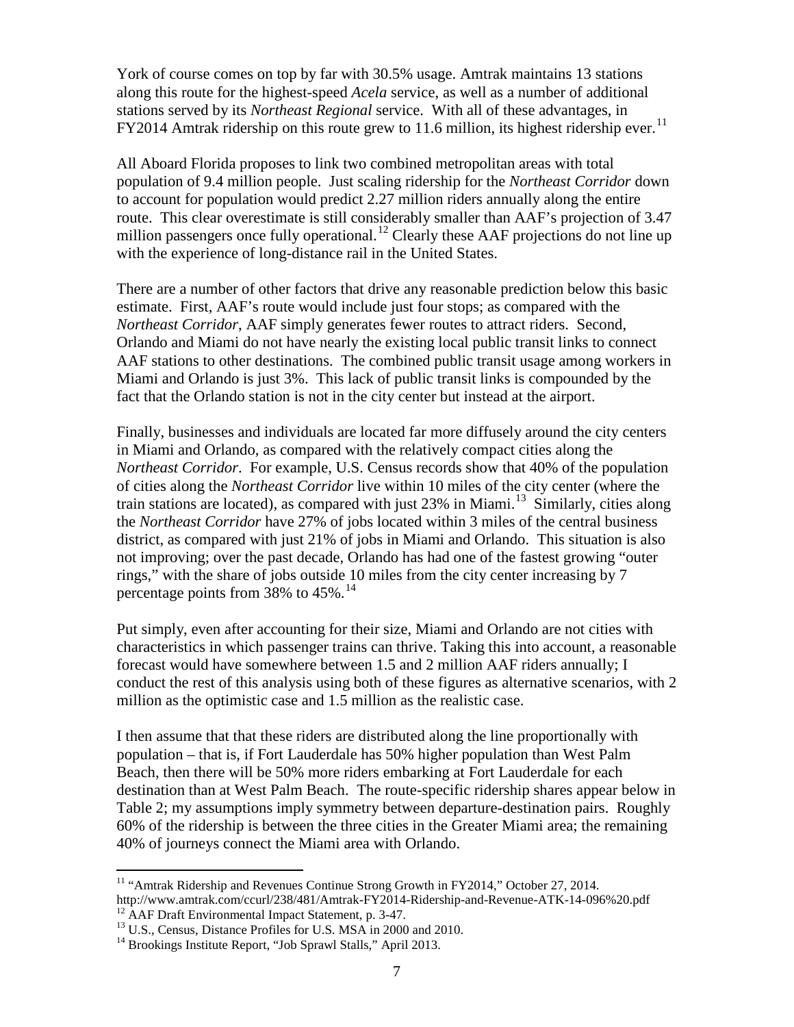York of course comes on top by far with 30.5% usage. Amtrak maintains 13 stations along this route for the highest-speed *Acela* service, as well as a number of additional stations served by its *Northeast Regional* service. With all of these advantages, in FY2014 Amtrak ridership on this route grew to 11.6 million, its highest ridership ever.[11]

All Aboard Florida proposes to link two combined metropolitan areas with total population of 9.4 million people. Just scaling ridership for the *Northeast Corridor* down to account for population would predict 2.27 million riders annually along the entire route. This clear overestimate is still considerably smaller than AAF's projection of 3.47 million passengers once fully operational.[12] Clearly these AAF projections do not line up with the experience of long-distance rail in the United States.

There are a number of other factors that drive any reasonable prediction below this basic estimate. First, AAF's route would include just four stops; as compared with the *Northeast Corridor*, AAF simply generates fewer routes to attract riders. Second, Orlando and Miami do not have nearly the existing local public transit links to connect AAF stations to other destinations. The combined public transit usage among workers in Miami and Orlando is just 3%. This lack of public transit links is compounded by the fact that the Orlando station is not in the city center but instead at the airport.

Finally, businesses and individuals are located far more diffusely around the city centers in Miami and Orlando, as compared with the relatively compact cities along the *Northeast Corridor*. For example, U.S. Census records show that 40% of the population of cities along the *Northeast Corridor* live within 10 miles of the city center (where the train stations are located), as compared with just 23% in Miami.[13] Similarly, cities along the *Northeast Corridor* have 27% of jobs located within 3 miles of the central business district, as compared with just 21% of jobs in Miami and Orlando. This situation is also not improving; over the past decade, Orlando has had one of the fastest growing "outer rings," with the share of jobs outside 10 miles from the city center increasing by 7 percentage points from 38% to 45%.[14]

Put simply, even after accounting for their size, Miami and Orlando are not cities with characteristics in which passenger trains can thrive. Taking this into account, a reasonable forecast would have somewhere between 1.5 and 2 million AAF riders annually; I conduct the rest of this analysis using both of these figures as alternative scenarios, with 2 million as the optimistic case and 1.5 million as the realistic case.

I then assume that that these riders are distributed along the line proportionally with population – that is, if Fort Lauderdale has 50% higher population than West Palm Beach, then there will be 50% more riders embarking at Fort Lauderdale for each destination than at West Palm Beach. The route-specific ridership shares appear below in Table 2; my assumptions imply symmetry between departure-destination pairs. Roughly 60% of the ridership is between the three cities in the Greater Miami area; the remaining 40% of journeys connect the Miami area with Orlando.

---

[11] "Amtrak Ridership and Revenues Continue Strong Growth in FY2014," October 27, 2014. http://www.amtrak.com/ccurl/238/481/Amtrak-FY2014-Ridership-and-Revenue-ATK-14-096%20.pdf

[12] AAF Draft Environmental Impact Statement, p. 3-47.

[13] U.S., Census, Distance Profiles for U.S. MSA in 2000 and 2010.

[14] Brookings Institute Report, "Job Sprawl Stalls," April 2013.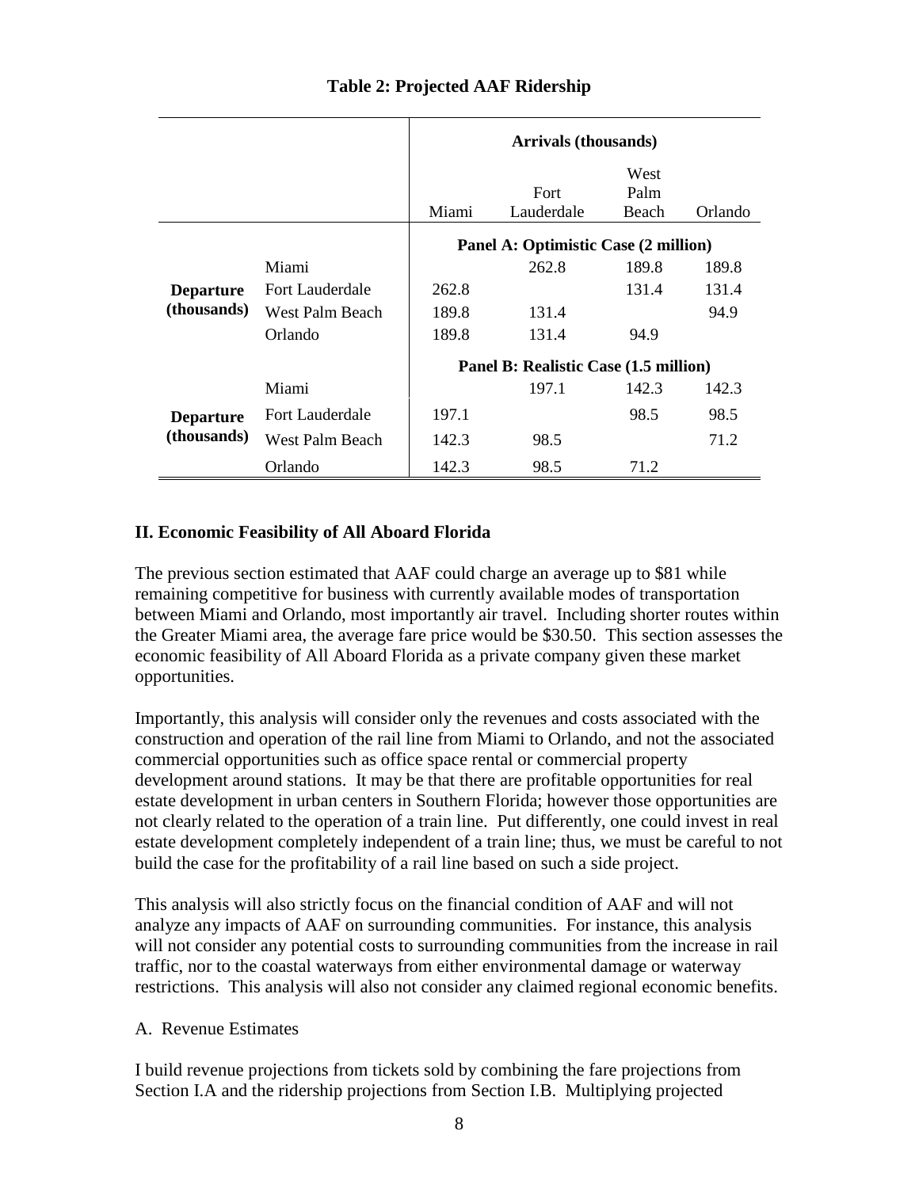**Table 2: Projected AAF Ridership**

| | | Arrivals (thousands) | | | |
|---|---|---|---|---|---|
| | | Miami | Fort Lauderdale | West Palm Beach | Orlando |
| | | **Panel A: Optimistic Case (2 million)** | | | |
| **Departure (thousands)** | Miami | | 262.8 | 189.8 | 189.8 |
| | Fort Lauderdale | 262.8 | | 131.4 | 131.4 |
| | West Palm Beach | 189.8 | 131.4 | | 94.9 |
| | Orlando | 189.8 | 131.4 | 94.9 | |
| | | **Panel B: Realistic Case (1.5 million)** | | | |
| **Departure (thousands)** | Miami | | 197.1 | 142.3 | 142.3 |
| | Fort Lauderdale | 197.1 | | 98.5 | 98.5 |
| | West Palm Beach | 142.3 | 98.5 | | 71.2 |
| | Orlando | 142.3 | 98.5 | 71.2 | |

## II. Economic Feasibility of All Aboard Florida

The previous section estimated that AAF could charge an average up to $81 while remaining competitive for business with currently available modes of transportation between Miami and Orlando, most importantly air travel. Including shorter routes within the Greater Miami area, the average fare price would be $30.50. This section assesses the economic feasibility of All Aboard Florida as a private company given these market opportunities.

Importantly, this analysis will consider only the revenues and costs associated with the construction and operation of the rail line from Miami to Orlando, and not the associated commercial opportunities such as office space rental or commercial property development around stations. It may be that there are profitable opportunities for real estate development in urban centers in Southern Florida; however those opportunities are not clearly related to the operation of a train line. Put differently, one could invest in real estate development completely independent of a train line; thus, we must be careful to not build the case for the profitability of a rail line based on such a side project.

This analysis will also strictly focus on the financial condition of AAF and will not analyze any impacts of AAF on surrounding communities. For instance, this analysis will not consider any potential costs to surrounding communities from the increase in rail traffic, nor to the coastal waterways from either environmental damage or waterway restrictions. This analysis will also not consider any claimed regional economic benefits.

### A. Revenue Estimates

I build revenue projections from tickets sold by combining the fare projections from Section I.A and the ridership projections from Section I.B. Multiplying projected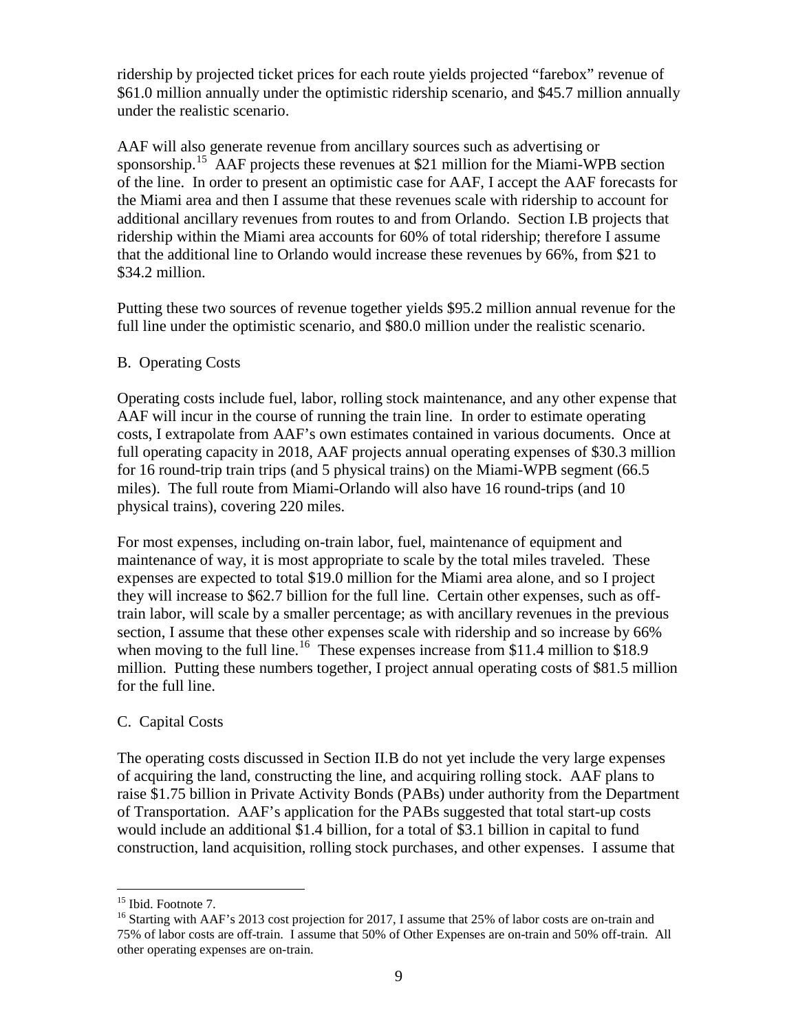ridership by projected ticket prices for each route yields projected "farebox" revenue of $61.0 million annually under the optimistic ridership scenario, and $45.7 million annually under the realistic scenario.

AAF will also generate revenue from ancillary sources such as advertising or sponsorship.[15] AAF projects these revenues at $21 million for the Miami-WPB section of the line. In order to present an optimistic case for AAF, I accept the AAF forecasts for the Miami area and then I assume that these revenues scale with ridership to account for additional ancillary revenues from routes to and from Orlando. Section I.B projects that ridership within the Miami area accounts for 60% of total ridership; therefore I assume that the additional line to Orlando would increase these revenues by 66%, from $21 to $34.2 million.

Putting these two sources of revenue together yields $95.2 million annual revenue for the full line under the optimistic scenario, and $80.0 million under the realistic scenario.

B. Operating Costs

Operating costs include fuel, labor, rolling stock maintenance, and any other expense that AAF will incur in the course of running the train line. In order to estimate operating costs, I extrapolate from AAF's own estimates contained in various documents. Once at full operating capacity in 2018, AAF projects annual operating expenses of $30.3 million for 16 round-trip train trips (and 5 physical trains) on the Miami-WPB segment (66.5 miles). The full route from Miami-Orlando will also have 16 round-trips (and 10 physical trains), covering 220 miles.

For most expenses, including on-train labor, fuel, maintenance of equipment and maintenance of way, it is most appropriate to scale by the total miles traveled. These expenses are expected to total $19.0 million for the Miami area alone, and so I project they will increase to $62.7 billion for the full line. Certain other expenses, such as off-train labor, will scale by a smaller percentage; as with ancillary revenues in the previous section, I assume that these other expenses scale with ridership and so increase by 66% when moving to the full line.[16] These expenses increase from $11.4 million to $18.9 million. Putting these numbers together, I project annual operating costs of $81.5 million for the full line.

C. Capital Costs

The operating costs discussed in Section II.B do not yet include the very large expenses of acquiring the land, constructing the line, and acquiring rolling stock. AAF plans to raise $1.75 billion in Private Activity Bonds (PABs) under authority from the Department of Transportation. AAF's application for the PABs suggested that total start-up costs would include an additional $1.4 billion, for a total of $3.1 billion in capital to fund construction, land acquisition, rolling stock purchases, and other expenses. I assume that

---

[15] Ibid. Footnote 7.

[16] Starting with AAF's 2013 cost projection for 2017, I assume that 25% of labor costs are on-train and 75% of labor costs are off-train. I assume that 50% of Other Expenses are on-train and 50% off-train. All other operating expenses are on-train.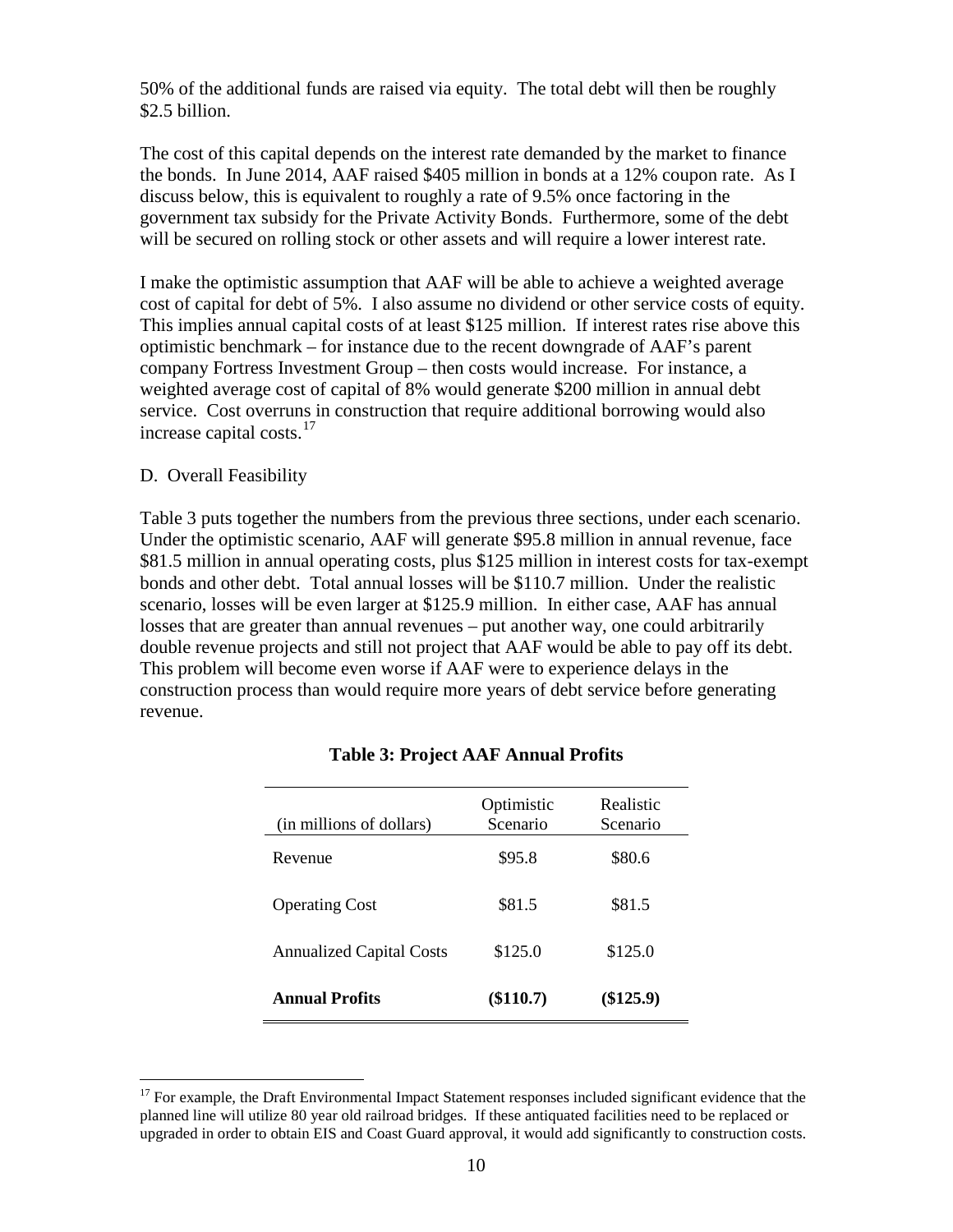50% of the additional funds are raised via equity. The total debt will then be roughly $2.5 billion.

The cost of this capital depends on the interest rate demanded by the market to finance the bonds. In June 2014, AAF raised $405 million in bonds at a 12% coupon rate. As I discuss below, this is equivalent to roughly a rate of 9.5% once factoring in the government tax subsidy for the Private Activity Bonds. Furthermore, some of the debt will be secured on rolling stock or other assets and will require a lower interest rate.

I make the optimistic assumption that AAF will be able to achieve a weighted average cost of capital for debt of 5%. I also assume no dividend or other service costs of equity. This implies annual capital costs of at least $125 million. If interest rates rise above this optimistic benchmark – for instance due to the recent downgrade of AAF's parent company Fortress Investment Group – then costs would increase. For instance, a weighted average cost of capital of 8% would generate $200 million in annual debt service. Cost overruns in construction that require additional borrowing would also increase capital costs.[17]

D. Overall Feasibility

Table 3 puts together the numbers from the previous three sections, under each scenario. Under the optimistic scenario, AAF will generate $95.8 million in annual revenue, face $81.5 million in annual operating costs, plus $125 million in interest costs for tax-exempt bonds and other debt. Total annual losses will be $110.7 million. Under the realistic scenario, losses will be even larger at $125.9 million. In either case, AAF has annual losses that are greater than annual revenues – put another way, one could arbitrarily double revenue projects and still not project that AAF would be able to pay off its debt. This problem will become even worse if AAF were to experience delays in the construction process than would require more years of debt service before generating revenue.

**Table 3: Project AAF Annual Profits**

| (in millions of dollars) | Optimistic Scenario | Realistic Scenario |
|---|---|---|
| Revenue | $95.8 | $80.6 |
| Operating Cost | $81.5 | $81.5 |
| Annualized Capital Costs | $125.0 | $125.0 |
| **Annual Profits** | **($110.7)** | **($125.9)** |

[17] For example, the Draft Environmental Impact Statement responses included significant evidence that the planned line will utilize 80 year old railroad bridges. If these antiquated facilities need to be replaced or upgraded in order to obtain EIS and Coast Guard approval, it would add significantly to construction costs.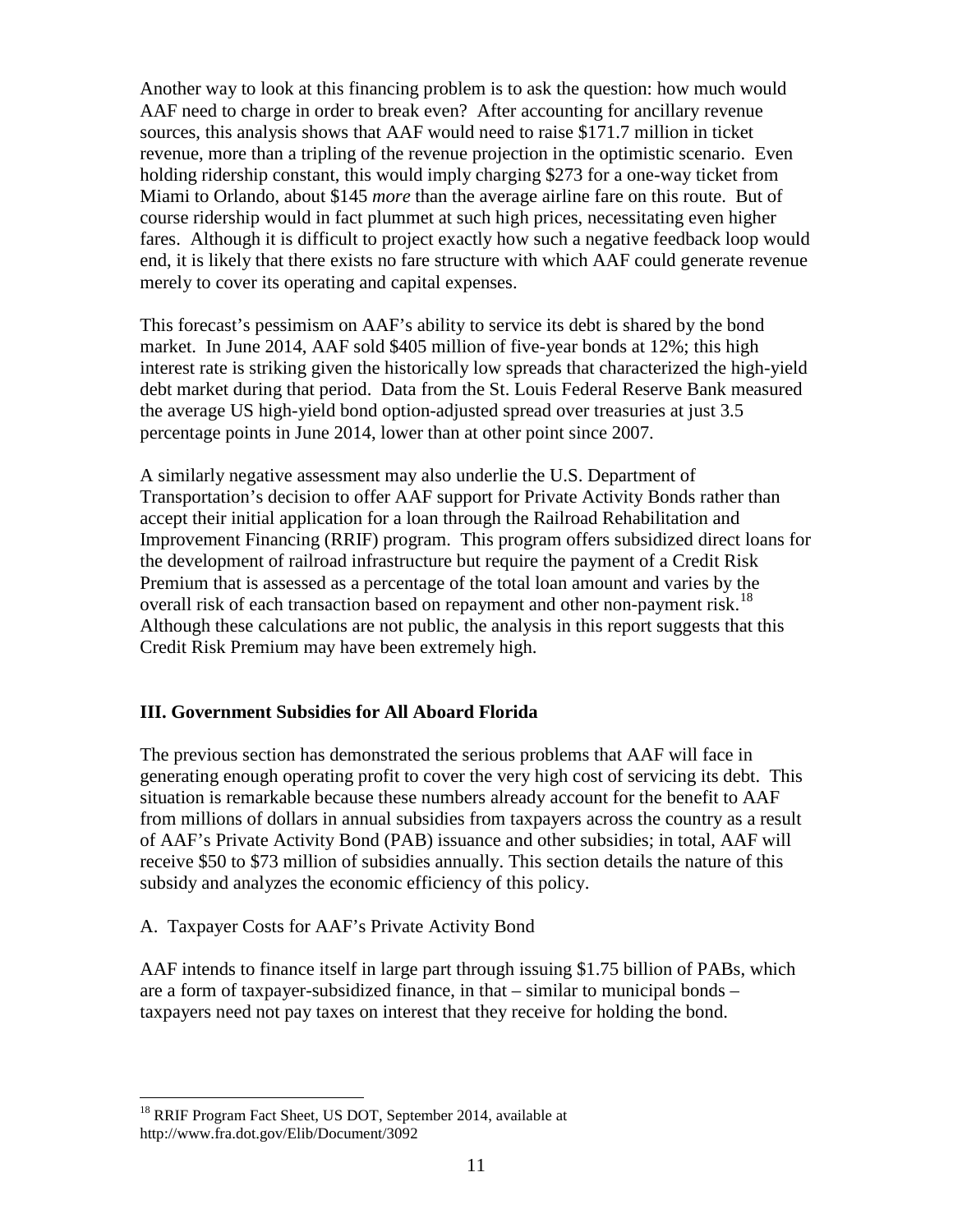Another way to look at this financing problem is to ask the question: how much would AAF need to charge in order to break even? After accounting for ancillary revenue sources, this analysis shows that AAF would need to raise $171.7 million in ticket revenue, more than a tripling of the revenue projection in the optimistic scenario. Even holding ridership constant, this would imply charging $273 for a one-way ticket from Miami to Orlando, about $145 *more* than the average airline fare on this route. But of course ridership would in fact plummet at such high prices, necessitating even higher fares. Although it is difficult to project exactly how such a negative feedback loop would end, it is likely that there exists no fare structure with which AAF could generate revenue merely to cover its operating and capital expenses.

This forecast's pessimism on AAF's ability to service its debt is shared by the bond market. In June 2014, AAF sold $405 million of five-year bonds at 12%; this high interest rate is striking given the historically low spreads that characterized the high-yield debt market during that period. Data from the St. Louis Federal Reserve Bank measured the average US high-yield bond option-adjusted spread over treasuries at just 3.5 percentage points in June 2014, lower than at other point since 2007.

A similarly negative assessment may also underlie the U.S. Department of Transportation's decision to offer AAF support for Private Activity Bonds rather than accept their initial application for a loan through the Railroad Rehabilitation and Improvement Financing (RRIF) program. This program offers subsidized direct loans for the development of railroad infrastructure but require the payment of a Credit Risk Premium that is assessed as a percentage of the total loan amount and varies by the overall risk of each transaction based on repayment and other non-payment risk.[18] Although these calculations are not public, the analysis in this report suggests that this Credit Risk Premium may have been extremely high.

## III. Government Subsidies for All Aboard Florida

The previous section has demonstrated the serious problems that AAF will face in generating enough operating profit to cover the very high cost of servicing its debt. This situation is remarkable because these numbers already account for the benefit to AAF from millions of dollars in annual subsidies from taxpayers across the country as a result of AAF's Private Activity Bond (PAB) issuance and other subsidies; in total, AAF will receive $50 to $73 million of subsidies annually. This section details the nature of this subsidy and analyzes the economic efficiency of this policy.

### A. Taxpayer Costs for AAF's Private Activity Bond

AAF intends to finance itself in large part through issuing $1.75 billion of PABs, which are a form of taxpayer-subsidized finance, in that – similar to municipal bonds – taxpayers need not pay taxes on interest that they receive for holding the bond.

---

[18] RRIF Program Fact Sheet, US DOT, September 2014, available at http://www.fra.dot.gov/Elib/Document/3092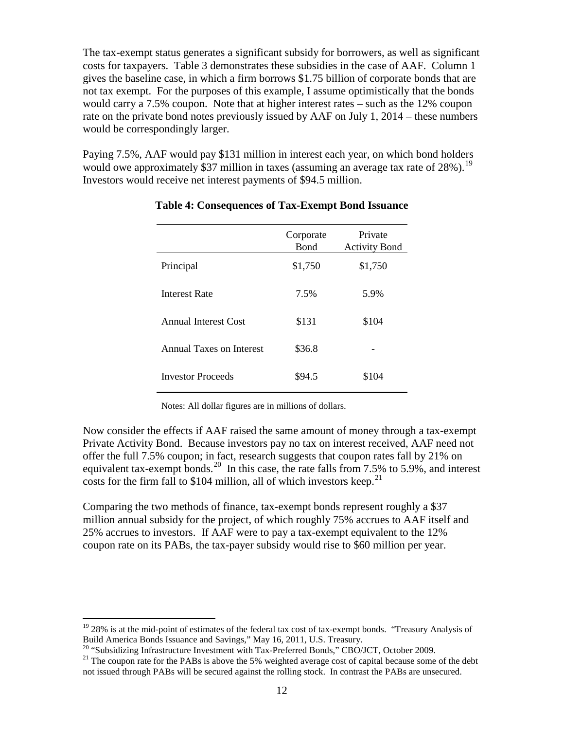The tax-exempt status generates a significant subsidy for borrowers, as well as significant costs for taxpayers. Table 3 demonstrates these subsidies in the case of AAF. Column 1 gives the baseline case, in which a firm borrows $1.75 billion of corporate bonds that are not tax exempt. For the purposes of this example, I assume optimistically that the bonds would carry a 7.5% coupon. Note that at higher interest rates – such as the 12% coupon rate on the private bond notes previously issued by AAF on July 1, 2014 – these numbers would be correspondingly larger.

Paying 7.5%, AAF would pay $131 million in interest each year, on which bond holders would owe approximately $37 million in taxes (assuming an average tax rate of 28%).[19] Investors would receive net interest payments of $94.5 million.

**Table 4: Consequences of Tax-Exempt Bond Issuance**

| | Corporate Bond | Private Activity Bond |
|---|---|---|
| Principal | $1,750 | $1,750 |
| Interest Rate | 7.5% | 5.9% |
| Annual Interest Cost | $131 | $104 |
| Annual Taxes on Interest | $36.8 | - |
| Investor Proceeds | $94.5 | $104 |

Notes: All dollar figures are in millions of dollars.

Now consider the effects if AAF raised the same amount of money through a tax-exempt Private Activity Bond. Because investors pay no tax on interest received, AAF need not offer the full 7.5% coupon; in fact, research suggests that coupon rates fall by 21% on equivalent tax-exempt bonds.[20] In this case, the rate falls from 7.5% to 5.9%, and interest costs for the firm fall to $104 million, all of which investors keep.[21]

Comparing the two methods of finance, tax-exempt bonds represent roughly a $37 million annual subsidy for the project, of which roughly 75% accrues to AAF itself and 25% accrues to investors. If AAF were to pay a tax-exempt equivalent to the 12% coupon rate on its PABs, the tax-payer subsidy would rise to $60 million per year.

---

[19] 28% is at the mid-point of estimates of the federal tax cost of tax-exempt bonds. "Treasury Analysis of Build America Bonds Issuance and Savings," May 16, 2011, U.S. Treasury.

[20] "Subsidizing Infrastructure Investment with Tax-Preferred Bonds," CBO/JCT, October 2009.

[21] The coupon rate for the PABs is above the 5% weighted average cost of capital because some of the debt not issued through PABs will be secured against the rolling stock. In contrast the PABs are unsecured.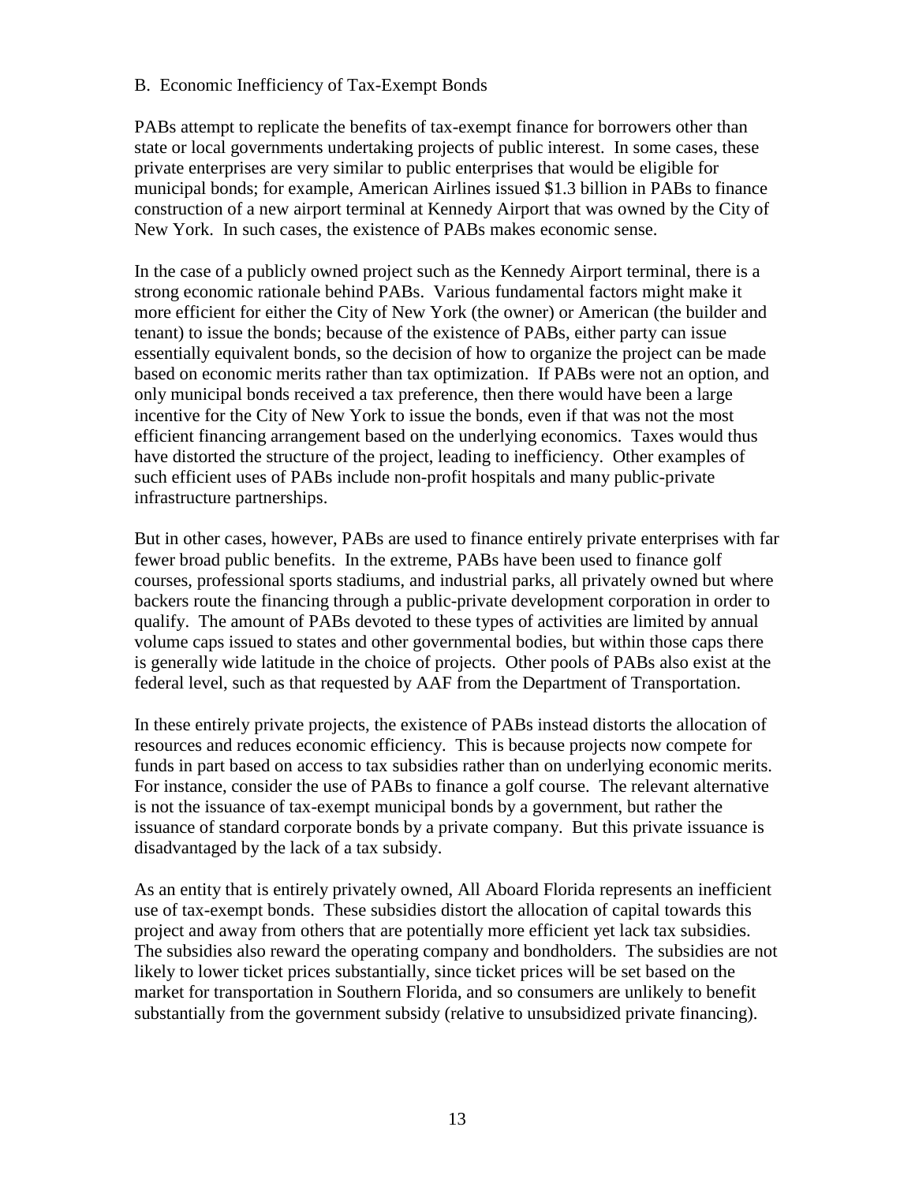## B. Economic Inefficiency of Tax-Exempt Bonds

PABs attempt to replicate the benefits of tax-exempt finance for borrowers other than state or local governments undertaking projects of public interest. In some cases, these private enterprises are very similar to public enterprises that would be eligible for municipal bonds; for example, American Airlines issued $1.3 billion in PABs to finance construction of a new airport terminal at Kennedy Airport that was owned by the City of New York. In such cases, the existence of PABs makes economic sense.

In the case of a publicly owned project such as the Kennedy Airport terminal, there is a strong economic rationale behind PABs. Various fundamental factors might make it more efficient for either the City of New York (the owner) or American (the builder and tenant) to issue the bonds; because of the existence of PABs, either party can issue essentially equivalent bonds, so the decision of how to organize the project can be made based on economic merits rather than tax optimization. If PABs were not an option, and only municipal bonds received a tax preference, then there would have been a large incentive for the City of New York to issue the bonds, even if that was not the most efficient financing arrangement based on the underlying economics. Taxes would thus have distorted the structure of the project, leading to inefficiency. Other examples of such efficient uses of PABs include non-profit hospitals and many public-private infrastructure partnerships.

But in other cases, however, PABs are used to finance entirely private enterprises with far fewer broad public benefits. In the extreme, PABs have been used to finance golf courses, professional sports stadiums, and industrial parks, all privately owned but where backers route the financing through a public-private development corporation in order to qualify. The amount of PABs devoted to these types of activities are limited by annual volume caps issued to states and other governmental bodies, but within those caps there is generally wide latitude in the choice of projects. Other pools of PABs also exist at the federal level, such as that requested by AAF from the Department of Transportation.

In these entirely private projects, the existence of PABs instead distorts the allocation of resources and reduces economic efficiency. This is because projects now compete for funds in part based on access to tax subsidies rather than on underlying economic merits. For instance, consider the use of PABs to finance a golf course. The relevant alternative is not the issuance of tax-exempt municipal bonds by a government, but rather the issuance of standard corporate bonds by a private company. But this private issuance is disadvantaged by the lack of a tax subsidy.

As an entity that is entirely privately owned, All Aboard Florida represents an inefficient use of tax-exempt bonds. These subsidies distort the allocation of capital towards this project and away from others that are potentially more efficient yet lack tax subsidies. The subsidies also reward the operating company and bondholders. The subsidies are not likely to lower ticket prices substantially, since ticket prices will be set based on the market for transportation in Southern Florida, and so consumers are unlikely to benefit substantially from the government subsidy (relative to unsubsidized private financing).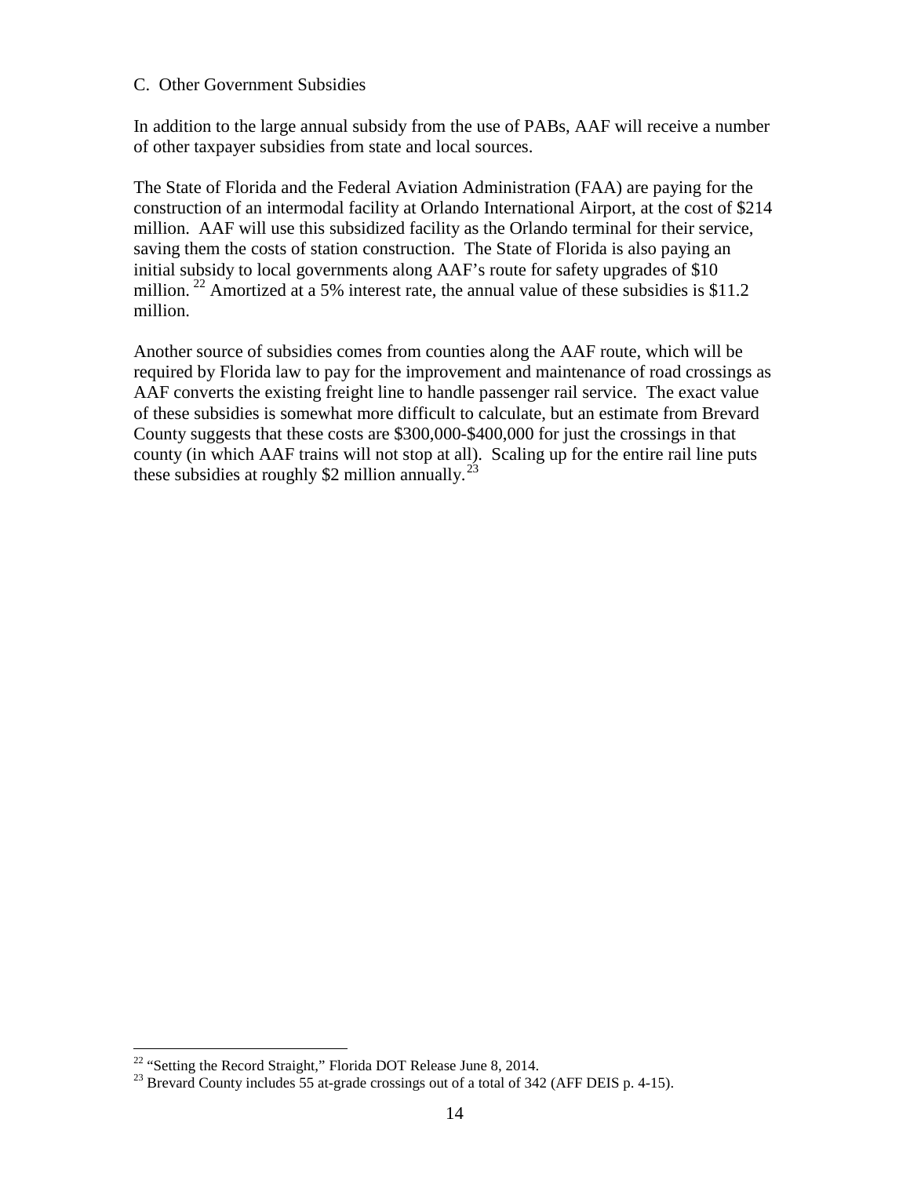### C. Other Government Subsidies

In addition to the large annual subsidy from the use of PABs, AAF will receive a number of other taxpayer subsidies from state and local sources.

The State of Florida and the Federal Aviation Administration (FAA) are paying for the construction of an intermodal facility at Orlando International Airport, at the cost of $214 million. AAF will use this subsidized facility as the Orlando terminal for their service, saving them the costs of station construction. The State of Florida is also paying an initial subsidy to local governments along AAF's route for safety upgrades of $10 million.[22] Amortized at a 5% interest rate, the annual value of these subsidies is $11.2 million.

Another source of subsidies comes from counties along the AAF route, which will be required by Florida law to pay for the improvement and maintenance of road crossings as AAF converts the existing freight line to handle passenger rail service. The exact value of these subsidies is somewhat more difficult to calculate, but an estimate from Brevard County suggests that these costs are $300,000-$400,000 for just the crossings in that county (in which AAF trains will not stop at all). Scaling up for the entire rail line puts these subsidies at roughly $2 million annually.[23]

---

[22] "Setting the Record Straight," Florida DOT Release June 8, 2014.

[23] Brevard County includes 55 at-grade crossings out of a total of 342 (AFF DEIS p. 4-15).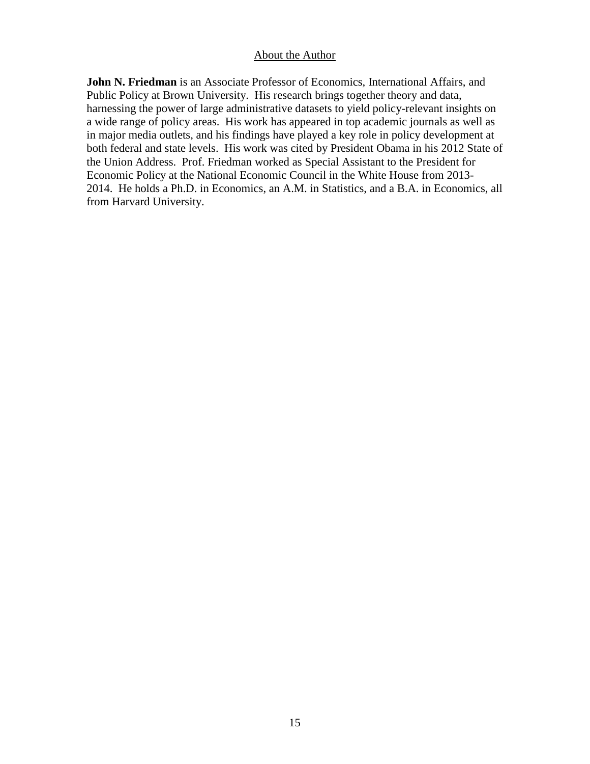## About the Author

**John N. Friedman** is an Associate Professor of Economics, International Affairs, and Public Policy at Brown University. His research brings together theory and data, harnessing the power of large administrative datasets to yield policy-relevant insights on a wide range of policy areas. His work has appeared in top academic journals as well as in major media outlets, and his findings have played a key role in policy development at both federal and state levels. His work was cited by President Obama in his 2012 State of the Union Address. Prof. Friedman worked as Special Assistant to the President for Economic Policy at the National Economic Council in the White House from 2013-2014. He holds a Ph.D. in Economics, an A.M. in Statistics, and a B.A. in Economics, all from Harvard University.